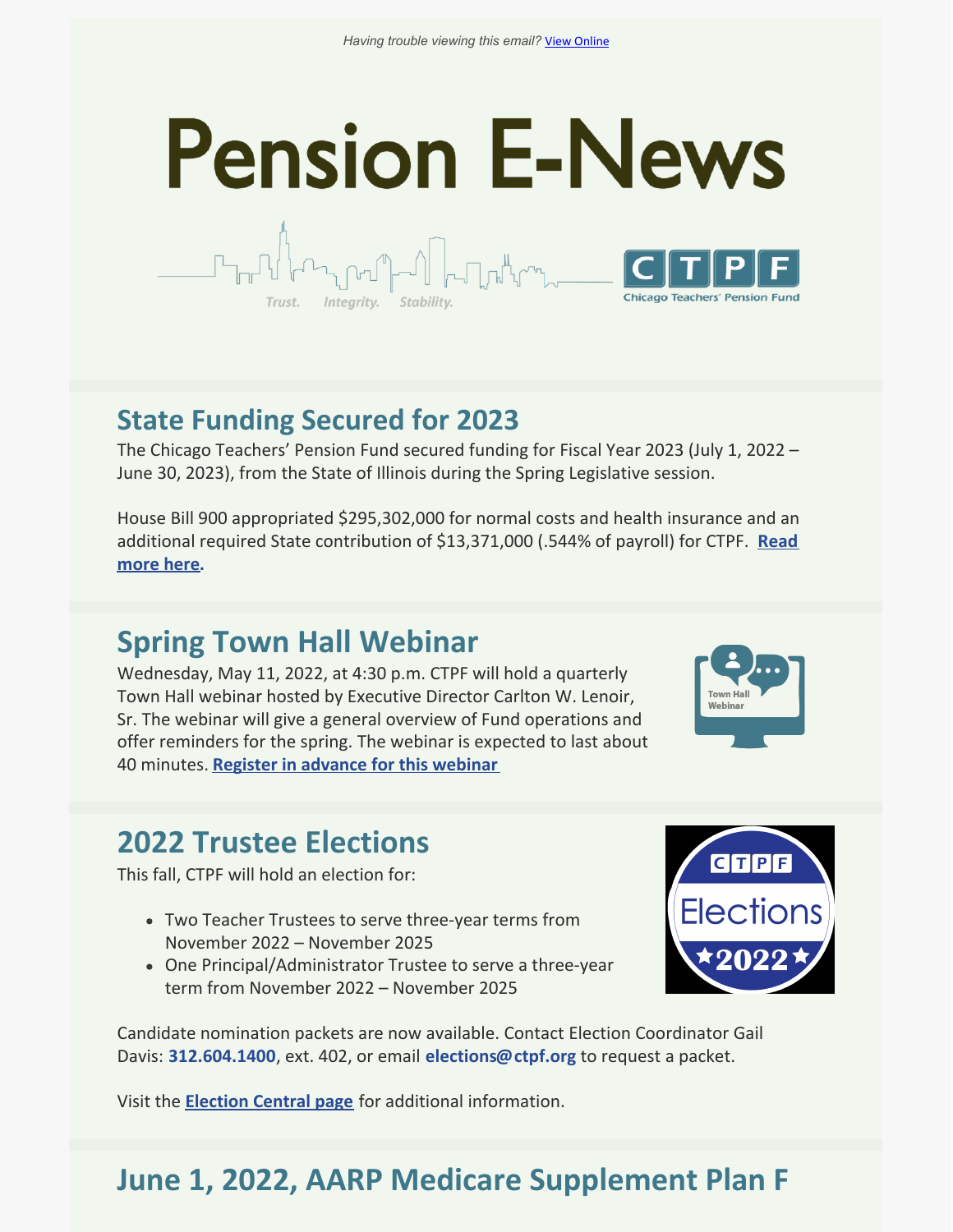*Having trouble viewing this email?* View Online

# Pension E-News

Trust. Integrity. Stability.

CTPF Chicago Teachers' Pension Fund

## State Funding Secured for 2023

The Chicago Teachers' Pension Fund secured funding for Fiscal Year 2023 (July 1, 2022 – June 30, 2023), from the State of Illinois during the Spring Legislative session.

House Bill 900 appropriated $295,302,000 for normal costs and health insurance and an additional required State contribution of $13,371,000 (.544% of payroll) for CTPF. **Read more here.**

## Spring Town Hall Webinar

Wednesday, May 11, 2022, at 4:30 p.m. CTPF will hold a quarterly Town Hall webinar hosted by Executive Director Carlton W. Lenoir, Sr. The webinar will give a general overview of Fund operations and offer reminders for the spring. The webinar is expected to last about 40 minutes. **Register in advance for this webinar**

## 2022 Trustee Elections

This fall, CTPF will hold an election for:

- Two Teacher Trustees to serve three-year terms from November 2022 – November 2025
- One Principal/Administrator Trustee to serve a three-year term from November 2022 – November 2025

Candidate nomination packets are now available. Contact Election Coordinator Gail Davis: **312.604.1400**, ext. 402, or email **elections@ctpf.org** to request a packet.

Visit the **Election Central page** for additional information.

## June 1, 2022, AARP Medicare Supplement Plan F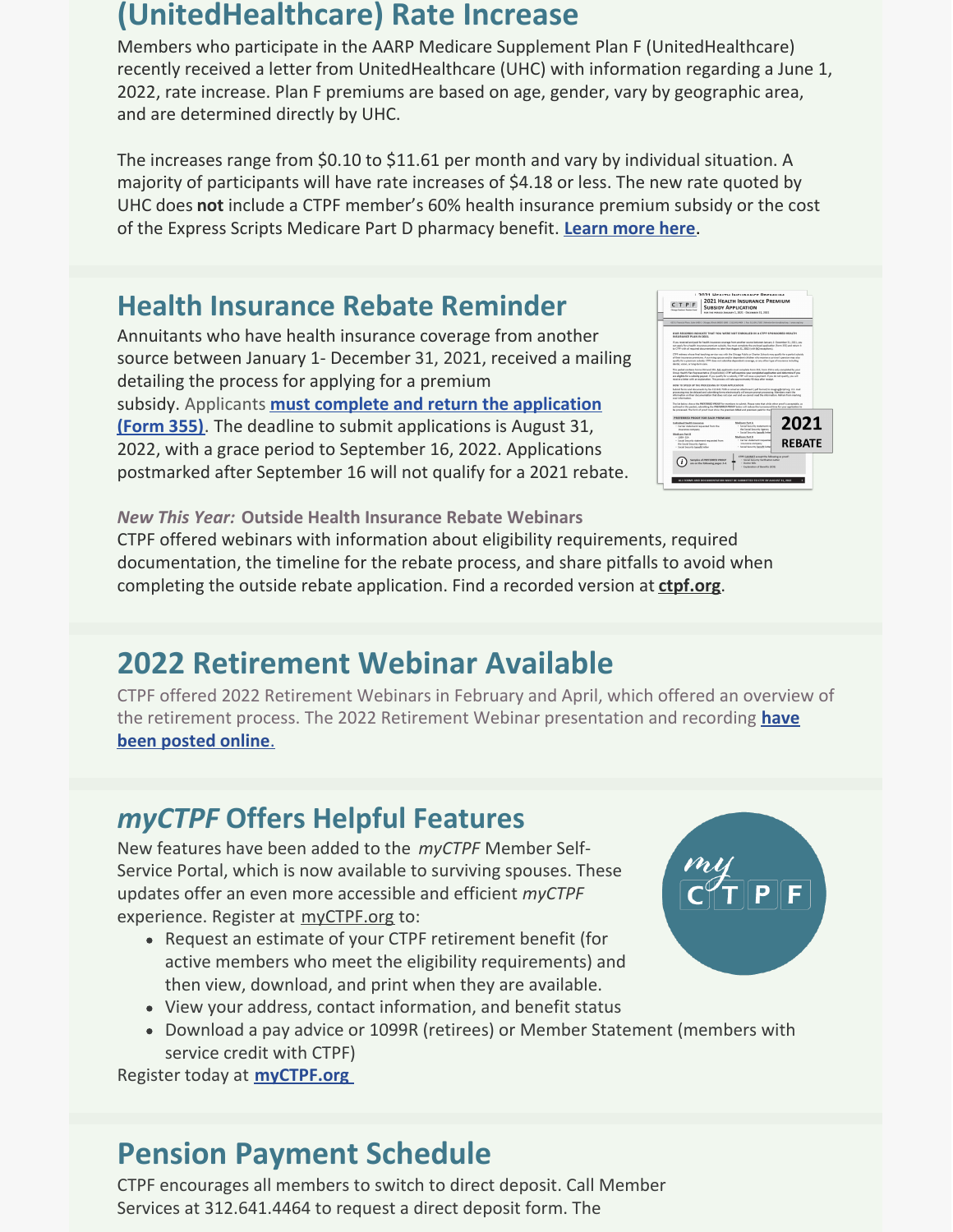## (UnitedHealthcare) Rate Increase

Members who participate in the AARP Medicare Supplement Plan F (UnitedHealthcare) recently received a letter from UnitedHealthcare (UHC) with information regarding a June 1, 2022, rate increase. Plan F premiums are based on age, gender, vary by geographic area, and are determined directly by UHC.

The increases range from $0.10 to $11.61 per month and vary by individual situation. A majority of participants will have rate increases of $4.18 or less. The new rate quoted by UHC does **not** include a CTPF member's 60% health insurance premium subsidy or the cost of the Express Scripts Medicare Part D pharmacy benefit. **Learn more here**.

## Health Insurance Rebate Reminder

Annuitants who have health insurance coverage from another source between January 1- December 31, 2021, received a mailing detailing the process for applying for a premium subsidy. Applicants **must complete and return the application (Form 355)**. The deadline to submit applications is August 31, 2022, with a grace period to September 16, 2022. Applications postmarked after September 16 will not qualify for a 2021 rebate.

***New This Year:*** **Outside Health Insurance Rebate Webinars**

CTPF offered webinars with information about eligibility requirements, required documentation, the timeline for the rebate process, and share pitfalls to avoid when completing the outside rebate application. Find a recorded version at **ctpf.org**.

## 2022 Retirement Webinar Available

CTPF offered 2022 Retirement Webinars in February and April, which offered an overview of the retirement process. The 2022 Retirement Webinar presentation and recording **have been posted online**.

## *myCTPF* Offers Helpful Features

New features have been added to the *myCTPF* Member Self-Service Portal, which is now available to surviving spouses. These updates offer an even more accessible and efficient *myCTPF* experience. Register at myCTPF.org to:

- Request an estimate of your CTPF retirement benefit (for active members who meet the eligibility requirements) and then view, download, and print when they are available.
- View your address, contact information, and benefit status
- Download a pay advice or 1099R (retirees) or Member Statement (members with service credit with CTPF)

Register today at **myCTPF.org**

## Pension Payment Schedule

CTPF encourages all members to switch to direct deposit. Call Member Services at 312.641.4464 to request a direct deposit form. The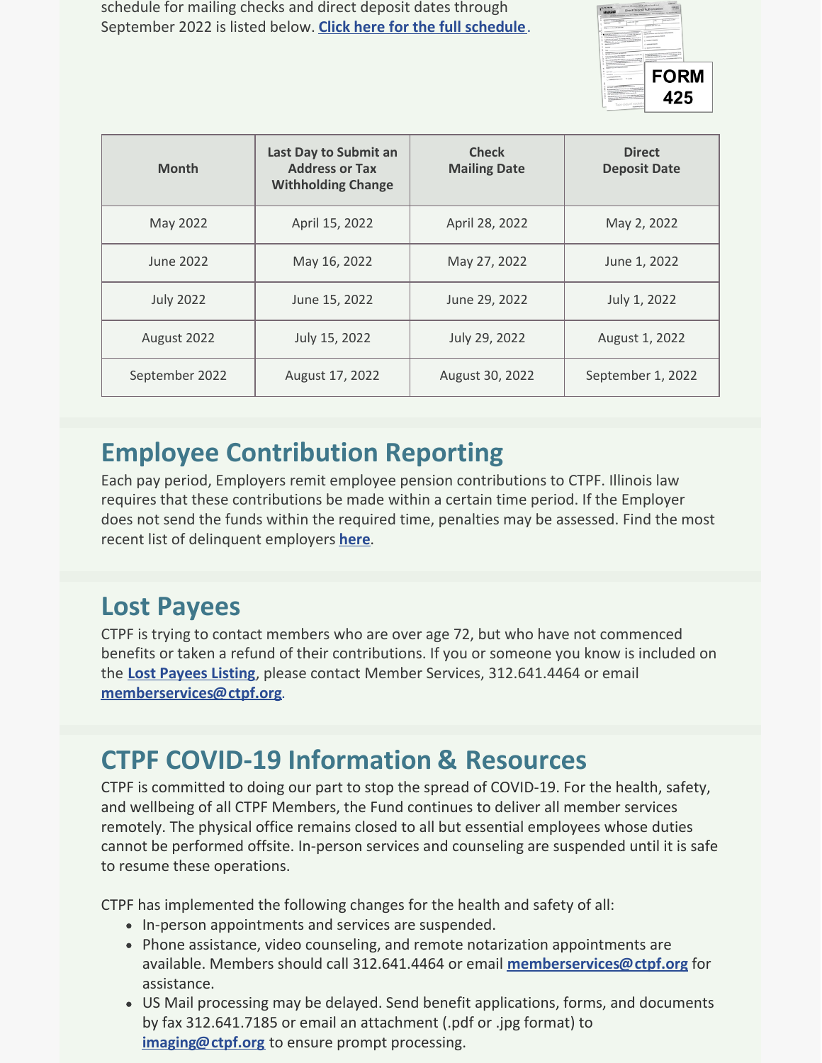schedule for mailing checks and direct deposit dates through September 2022 is listed below. **Click here for the full schedule**.

| Month | Last Day to Submit an Address or Tax Withholding Change | Check Mailing Date | Direct Deposit Date |
| --- | --- | --- | --- |
| May 2022 | April 15, 2022 | April 28, 2022 | May 2, 2022 |
| June 2022 | May 16, 2022 | May 27, 2022 | June 1, 2022 |
| July 2022 | June 15, 2022 | June 29, 2022 | July 1, 2022 |
| August 2022 | July 15, 2022 | July 29, 2022 | August 1, 2022 |
| September 2022 | August 17, 2022 | August 30, 2022 | September 1, 2022 |

## Employee Contribution Reporting

Each pay period, Employers remit employee pension contributions to CTPF. Illinois law requires that these contributions be made within a certain time period. If the Employer does not send the funds within the required time, penalties may be assessed. Find the most recent list of delinquent employers **here**.

## Lost Payees

CTPF is trying to contact members who are over age 72, but who have not commenced benefits or taken a refund of their contributions. If you or someone you know is included on the **Lost Payees Listing**, please contact Member Services, 312.641.4464 or email **memberservices@ctpf.org**.

## CTPF COVID-19 Information & Resources

CTPF is committed to doing our part to stop the spread of COVID-19. For the health, safety, and wellbeing of all CTPF Members, the Fund continues to deliver all member services remotely. The physical office remains closed to all but essential employees whose duties cannot be performed offsite. In-person services and counseling are suspended until it is safe to resume these operations.

CTPF has implemented the following changes for the health and safety of all:

- In-person appointments and services are suspended.
- Phone assistance, video counseling, and remote notarization appointments are available. Members should call 312.641.4464 or email **memberservices@ctpf.org** for assistance.
- US Mail processing may be delayed. Send benefit applications, forms, and documents by fax 312.641.7185 or email an attachment (.pdf or .jpg format) to **imaging@ctpf.org** to ensure prompt processing.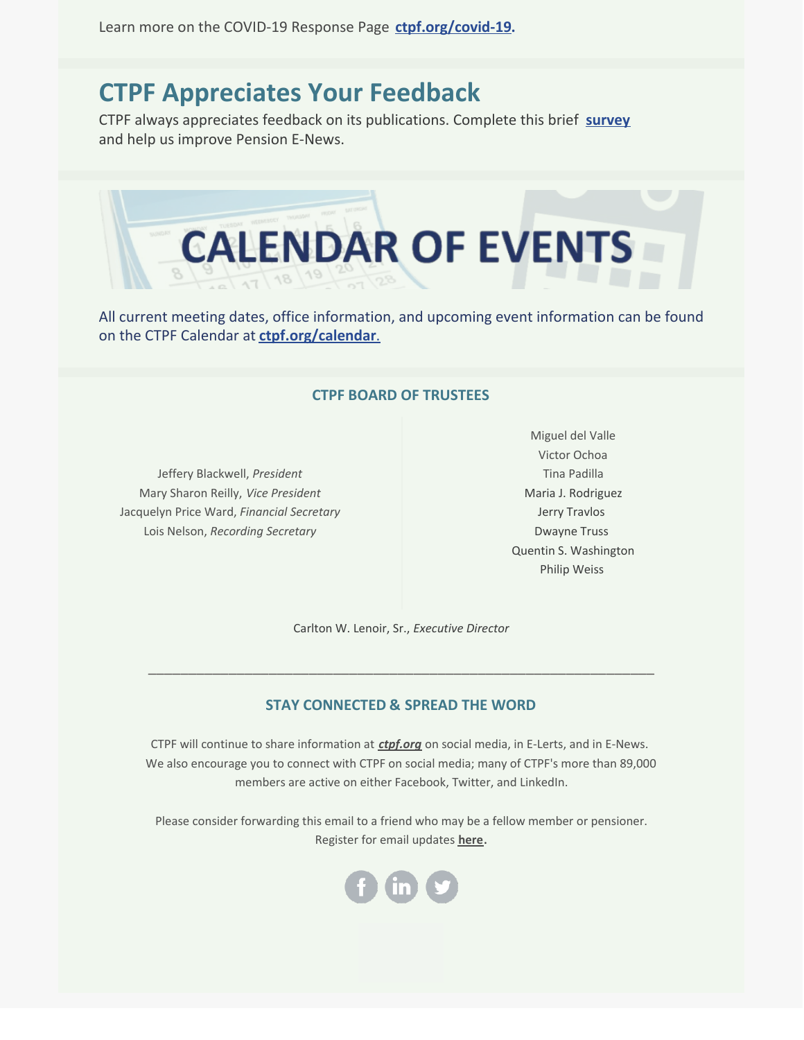Learn more on the COVID-19 Response Page **ctpf.org/covid-19.**

## CTPF Appreciates Your Feedback

CTPF always appreciates feedback on its publications. Complete this brief **survey** and help us improve Pension E-News.

# CALENDAR OF EVENTS

All current meeting dates, office information, and upcoming event information can be found on the CTPF Calendar at **ctpf.org/calendar.**

### CTPF BOARD OF TRUSTEES

Jeffery Blackwell, *President*
Mary Sharon Reilly, *Vice President*
Jacquelyn Price Ward, *Financial Secretary*
Lois Nelson, *Recording Secretary*

Miguel del Valle
Victor Ochoa
Tina Padilla
Maria J. Rodriguez
Jerry Travlos
Dwayne Truss
Quentin S. Washington
Philip Weiss

Carlton W. Lenoir, Sr., *Executive Director*

---

### STAY CONNECTED & SPREAD THE WORD

CTPF will continue to share information at ***ctpf.org*** on social media, in E-Lerts, and in E-News. We also encourage you to connect with CTPF on social media; many of CTPF's more than 89,000 members are active on either Facebook, Twitter, and LinkedIn.

Please consider forwarding this email to a friend who may be a fellow member or pensioner. Register for email updates **here.**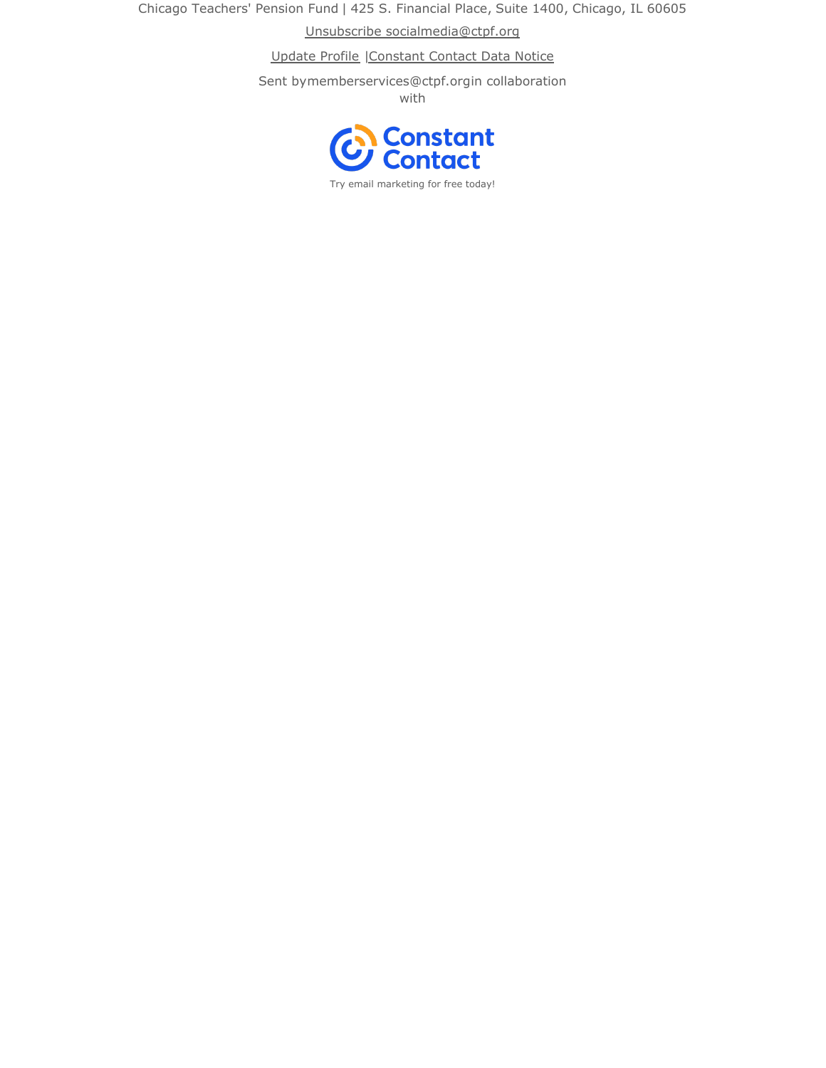Chicago Teachers' Pension Fund | 425 S. Financial Place, Suite 1400, Chicago, IL 60605

Unsubscribe socialmedia@ctpf.org

Update Profile |Constant Contact Data Notice

Sent bymemberservices@ctpf.orgin collaboration with

Constant Contact

Try email marketing for free today!